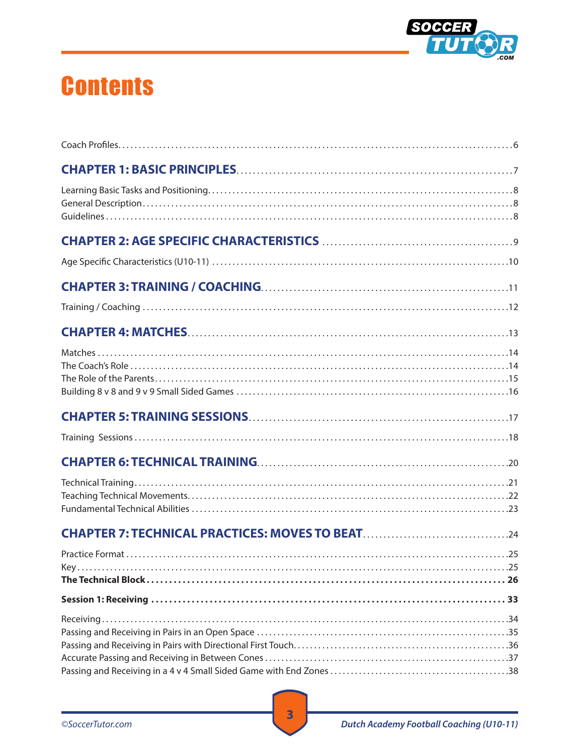# Contents

Coach Profiles........................................................................................6

## CHAPTER 1: BASIC PRINCIPLES..........................................................7

Learning Basic Tasks and Positioning.......................................................8
General Description.....................................................................................8
Guidelines.....................................................................................................8

## CHAPTER 2: AGE SPECIFIC CHARACTERISTICS ..................................9

Age Specific Characteristics (U10-11) .......................................................10

## CHAPTER 3: TRAINING / COACHING....................................................11

Training / Coaching ......................................................................................12

## CHAPTER 4: MATCHES...........................................................................13

Matches ........................................................................................................14
The Coach's Role .........................................................................................14
The Role of the Parents...............................................................................15
Building 8 v 8 and 9 v 9 Small Sided Games .............................................16

## CHAPTER 5: TRAINING SESSIONS.........................................................17

Training Sessions .........................................................................................18

## CHAPTER 6: TECHNICAL TRAINING.......................................................20

Technical Training.........................................................................................21
Teaching Technical Movements..................................................................22
Fundamental Technical Abilities ................................................................23

## CHAPTER 7: TECHNICAL PRACTICES: MOVES TO BEAT...................24

Practice Format ...........................................................................................25
Key ................................................................................................................25
**The Technical Block ........................................................................... 26**

**Session 1: Receiving ............................................................................ 33**

Receiving......................................................................................................34
Passing and Receiving in Pairs in an Open Space ....................................35
Passing and Receiving in Pairs with Directional First Touch...................36
Accurate Passing and Receiving in Between Cones .................................37
Passing and Receiving in a 4 v 4 Small Sided Game with End Zones ......38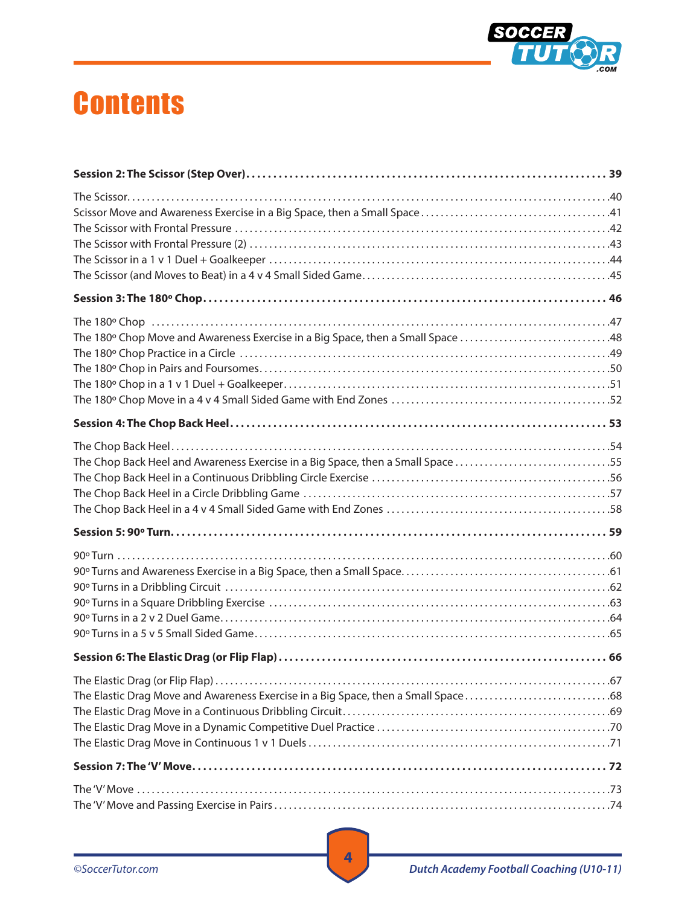# Contents

**Session 2: The Scissor (Step Over)........................................................................ 39**

The Scissor.......................................................................................................40
Scissor Move and Awareness Exercise in a Big Space, then a Small Space.......................................41
The Scissor with Frontal Pressure ...........................................................................42
The Scissor with Frontal Pressure (2) .......................................................................43
The Scissor in a 1 v 1 Duel + Goalkeeper ...................................................................44
The Scissor (and Moves to Beat) in a 4 v 4 Small Sided Game.................................................45

**Session 3: The 180º Chop............................................................................... 46**

The 180º Chop ....................................................................................................47
The 180º Chop Move and Awareness Exercise in a Big Space, then a Small Space ..............................48
The 180º Chop Practice in a Circle ..........................................................................49
The 180º Chop in Pairs and Foursomes.........................................................................50
The 180º Chop in a 1 v 1 Duel + Goalkeeper...................................................................51
The 180º Chop Move in a 4 v 4 Small Sided Game with End Zones ............................................52

**Session 4: The Chop Back Heel........................................................................... 53**

The Chop Back Heel................................................................................................54
The Chop Back Heel and Awareness Exercise in a Big Space, then a Small Space ...............................55
The Chop Back Heel in a Continuous Dribbling Circle Exercise ................................................56
The Chop Back Heel in a Circle Dribbling Game ...............................................................57
The Chop Back Heel in a 4 v 4 Small Sided Game with End Zones .............................................58

**Session 5: 90º Turn.................................................................................... 59**

90º Turn .........................................................................................................60
90º Turns and Awareness Exercise in a Big Space, then a Small Space..........................................61
90º Turns in a Dribbling Circuit ............................................................................62
90º Turns in a Square Dribbling Exercise ....................................................................63
90º Turns in a 2 v 2 Duel Game...............................................................................64
90º Turns in a 5 v 5 Small Sided Game........................................................................65

**Session 6: The Elastic Drag (or Flip Flap)............................................................ 66**

The Elastic Drag (or Flip Flap)..............................................................................67
The Elastic Drag Move and Awareness Exercise in a Big Space, then a Small Space.............................68
The Elastic Drag Move in a Continuous Dribbling Circuit......................................................69
The Elastic Drag Move in a Dynamic Competitive Duel Practice.................................................70
The Elastic Drag Move in Continuous 1 v 1 Duels..............................................................71

**Session 7: The 'V' Move................................................................................ 72**

The 'V' Move .....................................................................................................73
The 'V' Move and Passing Exercise in Pairs....................................................................74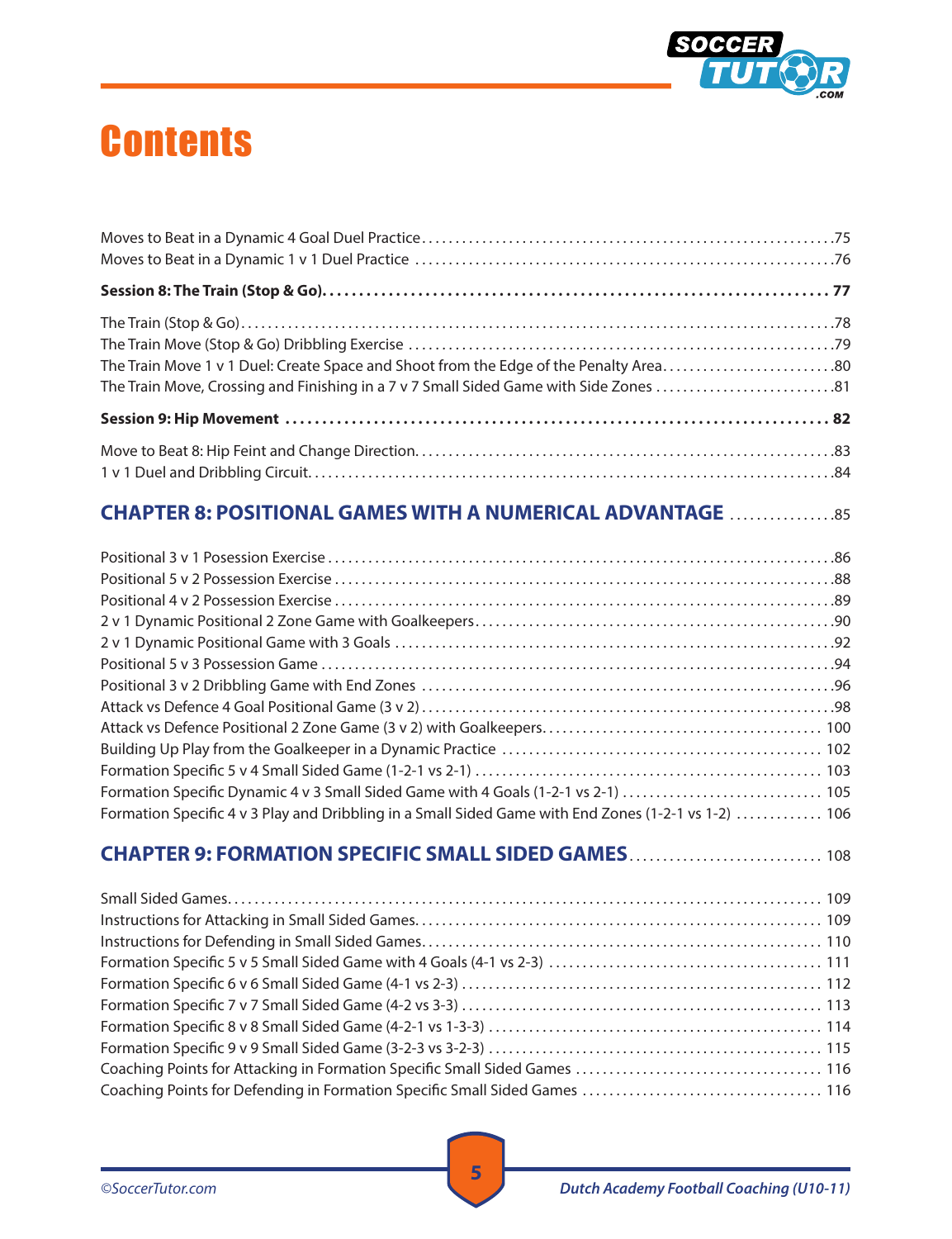# Contents

Moves to Beat in a Dynamic 4 Goal Duel Practice ....75
Moves to Beat in a Dynamic 1 v 1 Duel Practice ....76

**Session 8: The Train (Stop & Go).... 77**

The Train (Stop & Go) ....78
The Train Move (Stop & Go) Dribbling Exercise ....79
The Train Move 1 v 1 Duel: Create Space and Shoot from the Edge of the Penalty Area....80
The Train Move, Crossing and Finishing in a 7 v 7 Small Sided Game with Side Zones ....81

**Session 9: Hip Movement .... 82**

Move to Beat 8: Hip Feint and Change Direction....83
1 v 1 Duel and Dribbling Circuit....84

## CHAPTER 8: POSITIONAL GAMES WITH A NUMERICAL ADVANTAGE ....85

Positional 3 v 1 Posession Exercise ....86
Positional 5 v 2 Possession Exercise ....88
Positional 4 v 2 Possession Exercise ....89
2 v 1 Dynamic Positional 2 Zone Game with Goalkeepers....90
2 v 1 Dynamic Positional Game with 3 Goals ....92
Positional 5 v 3 Possession Game ....94
Positional 3 v 2 Dribbling Game with End Zones ....96
Attack vs Defence 4 Goal Positional Game (3 v 2)....98
Attack vs Defence Positional 2 Zone Game (3 v 2) with Goalkeepers.... 100
Building Up Play from the Goalkeeper in a Dynamic Practice .... 102
Formation Specific 5 v 4 Small Sided Game (1-2-1 vs 2-1) .... 103
Formation Specific Dynamic 4 v 3 Small Sided Game with 4 Goals (1-2-1 vs 2-1) .... 105
Formation Specific 4 v 3 Play and Dribbling in a Small Sided Game with End Zones (1-2-1 vs 1-2) .... 106

## CHAPTER 9: FORMATION SPECIFIC SMALL SIDED GAMES.... 108

Small Sided Games.... 109
Instructions for Attacking in Small Sided Games.... 109
Instructions for Defending in Small Sided Games.... 110
Formation Specific 5 v 5 Small Sided Game with 4 Goals (4-1 vs 2-3) .... 111
Formation Specific 6 v 6 Small Sided Game (4-1 vs 2-3) .... 112
Formation Specific 7 v 7 Small Sided Game (4-2 vs 3-3) .... 113
Formation Specific 8 v 8 Small Sided Game (4-2-1 vs 1-3-3) .... 114
Formation Specific 9 v 9 Small Sided Game (3-2-3 vs 3-2-3) .... 115
Coaching Points for Attacking in Formation Specific Small Sided Games .... 116
Coaching Points for Defending in Formation Specific Small Sided Games .... 116